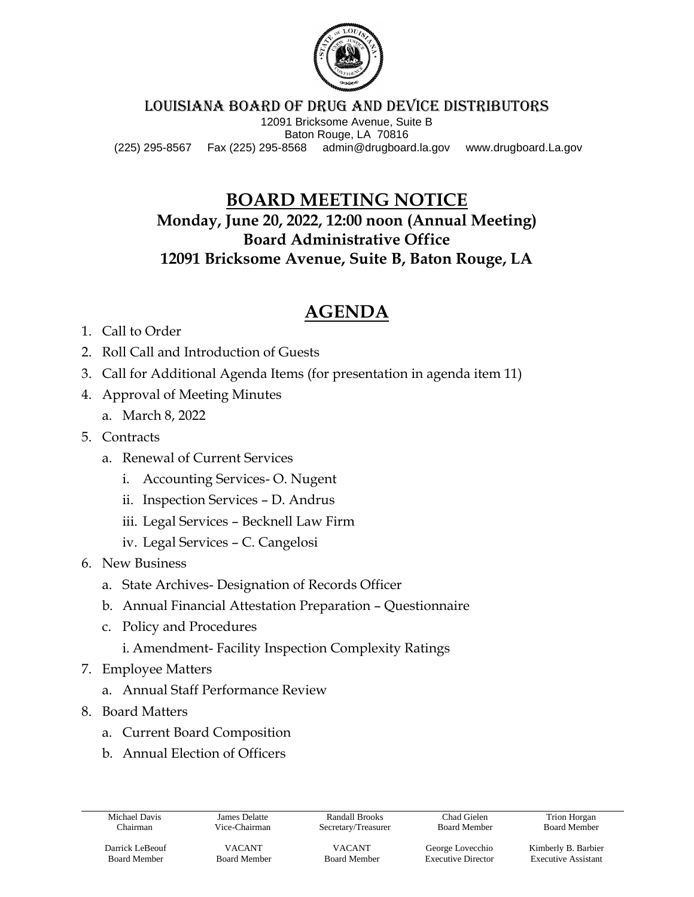# LOUISIANA BOARD OF DRUG AND DEVICE DISTRIBUTORS

12091 Bricksome Avenue, Suite B
Baton Rouge, LA 70816
(225) 295-8567 Fax (225) 295-8568 admin@drugboard.la.gov www.drugboard.La.gov

## BOARD MEETING NOTICE

**Monday, June 20, 2022, 12:00 noon (Annual Meeting)**
**Board Administrative Office**
**12091 Bricksome Avenue, Suite B, Baton Rouge, LA**

## AGENDA

1. Call to Order
2. Roll Call and Introduction of Guests
3. Call for Additional Agenda Items (for presentation in agenda item 11)
4. Approval of Meeting Minutes
   a. March 8, 2022
5. Contracts
   a. Renewal of Current Services
      i. Accounting Services- O. Nugent
      ii. Inspection Services – D. Andrus
      iii. Legal Services – Becknell Law Firm
      iv. Legal Services – C. Cangelosi
6. New Business
   a. State Archives- Designation of Records Officer
   b. Annual Financial Attestation Preparation – Questionnaire
   c. Policy and Procedures
      i. Amendment- Facility Inspection Complexity Ratings
7. Employee Matters
   a. Annual Staff Performance Review
8. Board Matters
   a. Current Board Composition
   b. Annual Election of Officers

| Michael Davis | James Delatte | Randall Brooks | Chad Gielen | Trion Horgan |
|---|---|---|---|---|
| Chairman | Vice-Chairman | Secretary/Treasurer | Board Member | Board Member |
| Darrick LeBeouf | VACANT | VACANT | George Lovecchio | Kimberly B. Barbier |
| Board Member | Board Member | Board Member | Executive Director | Executive Assistant |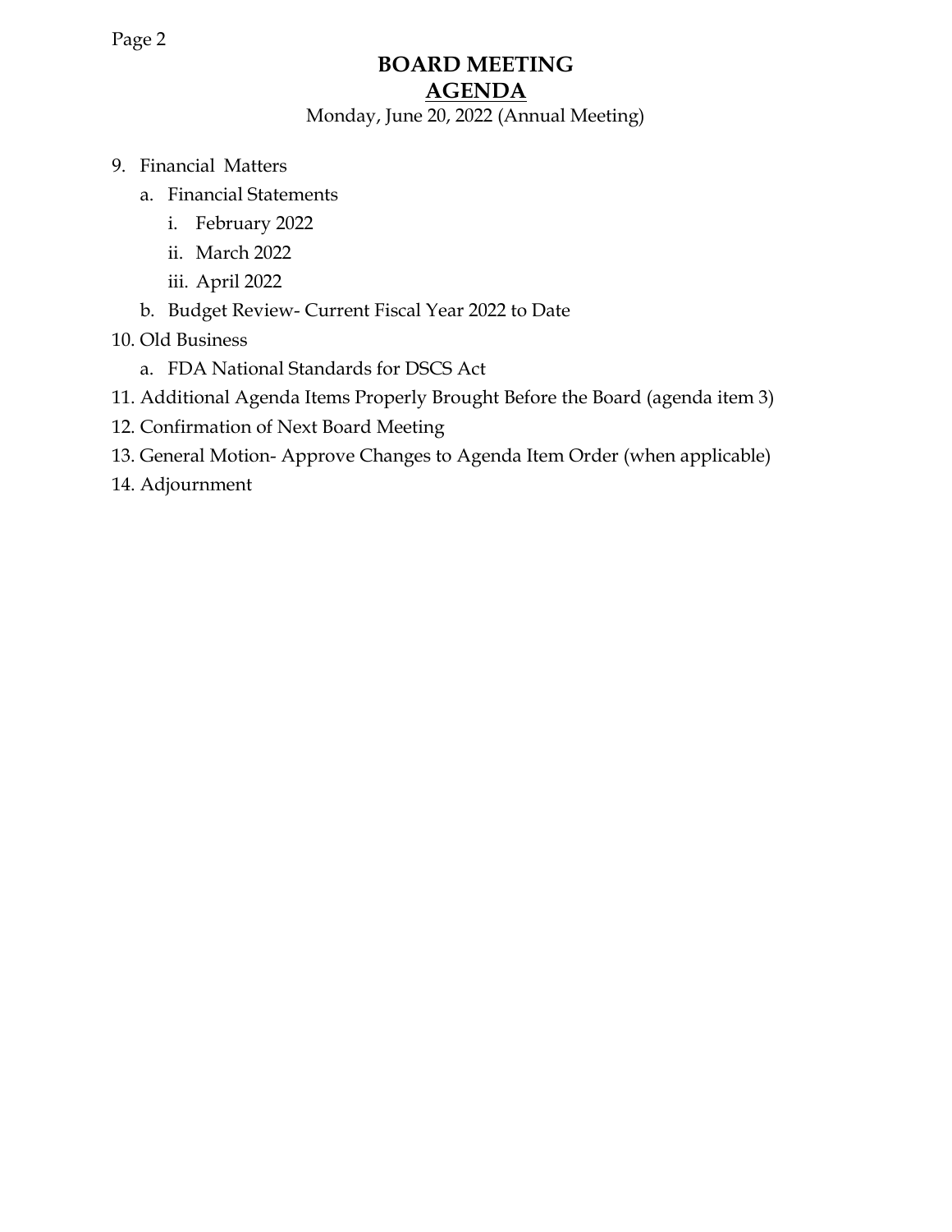# BOARD MEETING

## AGENDA

Monday, June 20, 2022 (Annual Meeting)

9. Financial Matters
    a. Financial Statements
        i. February 2022
        ii. March 2022
        iii. April 2022
    b. Budget Review- Current Fiscal Year 2022 to Date
10. Old Business
    a. FDA National Standards for DSCS Act
11. Additional Agenda Items Properly Brought Before the Board (agenda item 3)
12. Confirmation of Next Board Meeting
13. General Motion- Approve Changes to Agenda Item Order (when applicable)
14. Adjournment